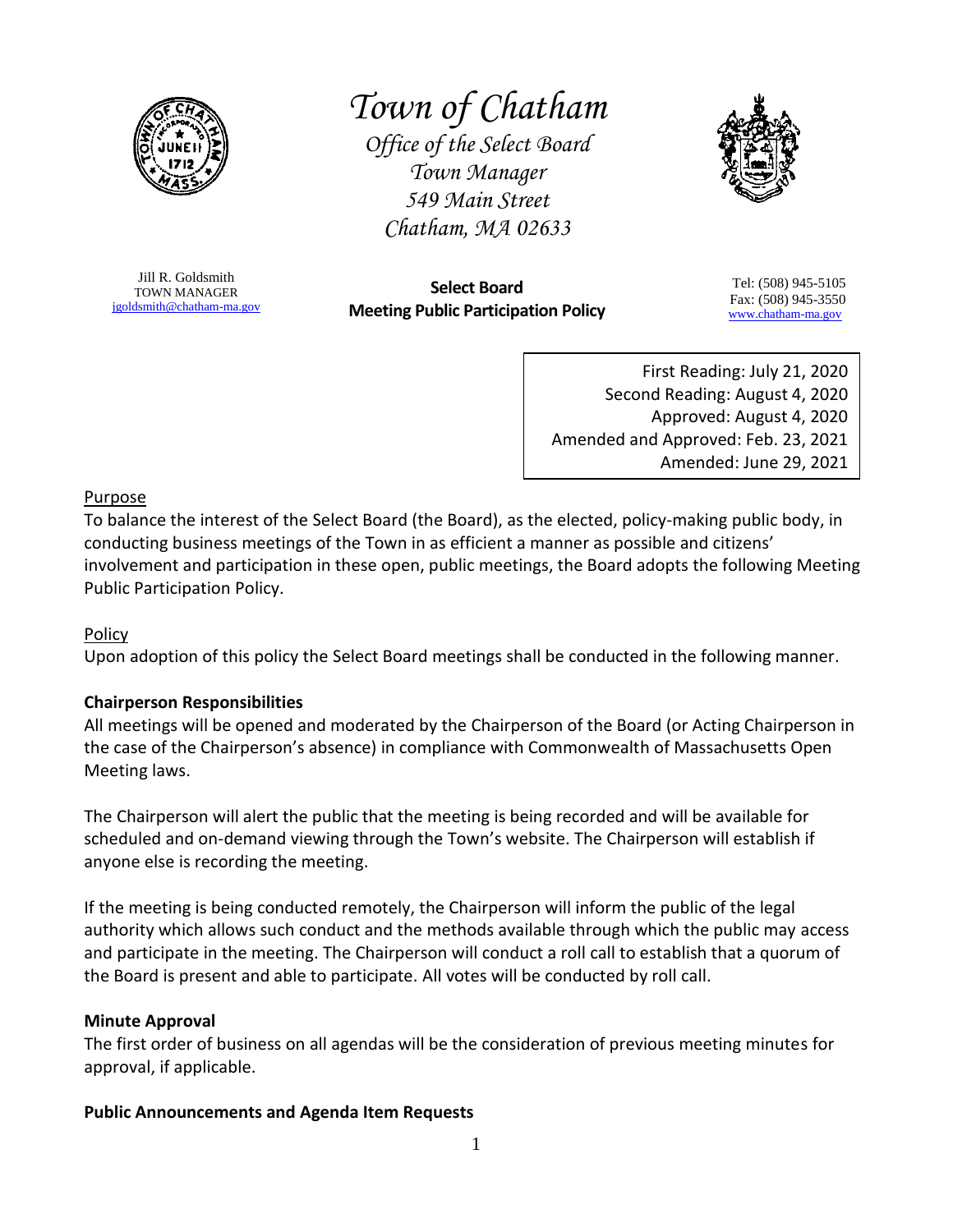# Town of Chatham

*Office of the Select Board*
*Town Manager*
*549 Main Street*
*Chatham, MA 02633*

Jill R. Goldsmith
TOWN MANAGER
jgoldsmith@chatham-ma.gov

Tel: (508) 945-5105
Fax: (508) 945-3550
www.chatham-ma.gov

## Select Board
## Meeting Public Participation Policy

First Reading: July 21, 2020
Second Reading: August 4, 2020
Approved: August 4, 2020
Amended and Approved: Feb. 23, 2021
Amended: June 29, 2021

Purpose

To balance the interest of the Select Board (the Board), as the elected, policy-making public body, in conducting business meetings of the Town in as efficient a manner as possible and citizens' involvement and participation in these open, public meetings, the Board adopts the following Meeting Public Participation Policy.

Policy

Upon adoption of this policy the Select Board meetings shall be conducted in the following manner.

**Chairperson Responsibilities**

All meetings will be opened and moderated by the Chairperson of the Board (or Acting Chairperson in the case of the Chairperson's absence) in compliance with Commonwealth of Massachusetts Open Meeting laws.

The Chairperson will alert the public that the meeting is being recorded and will be available for scheduled and on-demand viewing through the Town's website. The Chairperson will establish if anyone else is recording the meeting.

If the meeting is being conducted remotely, the Chairperson will inform the public of the legal authority which allows such conduct and the methods available through which the public may access and participate in the meeting. The Chairperson will conduct a roll call to establish that a quorum of the Board is present and able to participate. All votes will be conducted by roll call.

**Minute Approval**

The first order of business on all agendas will be the consideration of previous meeting minutes for approval, if applicable.

**Public Announcements and Agenda Item Requests**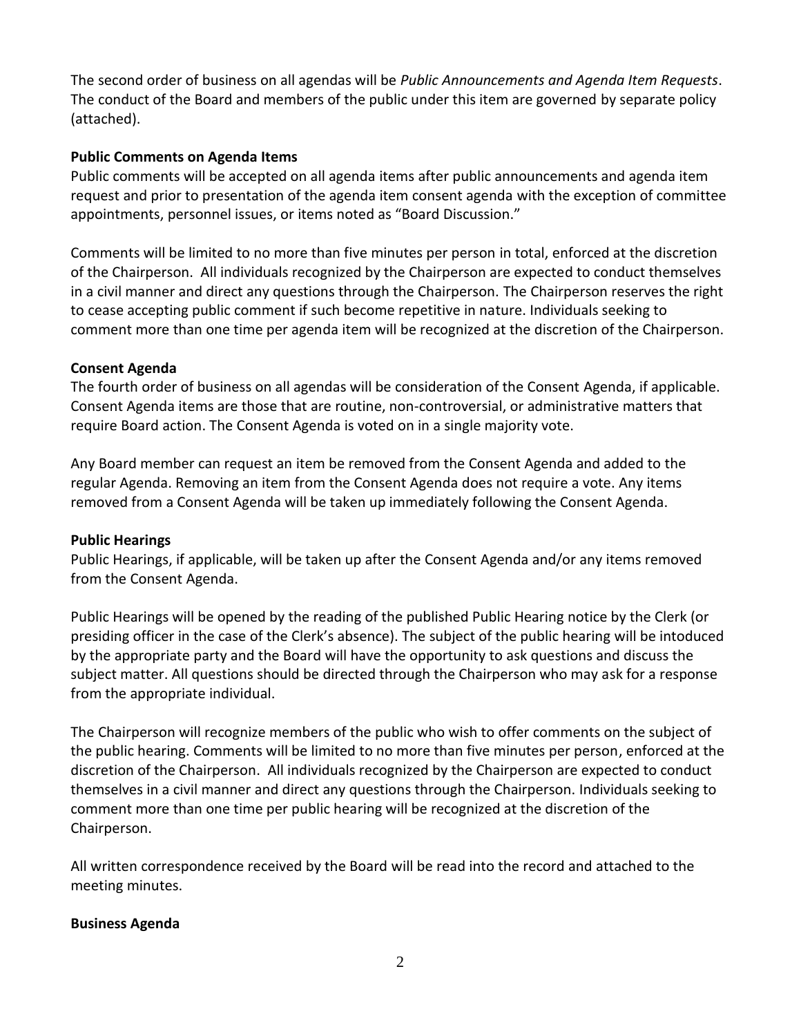The second order of business on all agendas will be *Public Announcements and Agenda Item Requests*. The conduct of the Board and members of the public under this item are governed by separate policy (attached).

**Public Comments on Agenda Items**

Public comments will be accepted on all agenda items after public announcements and agenda item request and prior to presentation of the agenda item consent agenda with the exception of committee appointments, personnel issues, or items noted as "Board Discussion."

Comments will be limited to no more than five minutes per person in total, enforced at the discretion of the Chairperson. All individuals recognized by the Chairperson are expected to conduct themselves in a civil manner and direct any questions through the Chairperson. The Chairperson reserves the right to cease accepting public comment if such become repetitive in nature. Individuals seeking to comment more than one time per agenda item will be recognized at the discretion of the Chairperson.

**Consent Agenda**

The fourth order of business on all agendas will be consideration of the Consent Agenda, if applicable. Consent Agenda items are those that are routine, non-controversial, or administrative matters that require Board action. The Consent Agenda is voted on in a single majority vote.

Any Board member can request an item be removed from the Consent Agenda and added to the regular Agenda. Removing an item from the Consent Agenda does not require a vote. Any items removed from a Consent Agenda will be taken up immediately following the Consent Agenda.

**Public Hearings**

Public Hearings, if applicable, will be taken up after the Consent Agenda and/or any items removed from the Consent Agenda.

Public Hearings will be opened by the reading of the published Public Hearing notice by the Clerk (or presiding officer in the case of the Clerk's absence). The subject of the public hearing will be intoduced by the appropriate party and the Board will have the opportunity to ask questions and discuss the subject matter. All questions should be directed through the Chairperson who may ask for a response from the appropriate individual.

The Chairperson will recognize members of the public who wish to offer comments on the subject of the public hearing. Comments will be limited to no more than five minutes per person, enforced at the discretion of the Chairperson. All individuals recognized by the Chairperson are expected to conduct themselves in a civil manner and direct any questions through the Chairperson. Individuals seeking to comment more than one time per public hearing will be recognized at the discretion of the Chairperson.

All written correspondence received by the Board will be read into the record and attached to the meeting minutes.

**Business Agenda**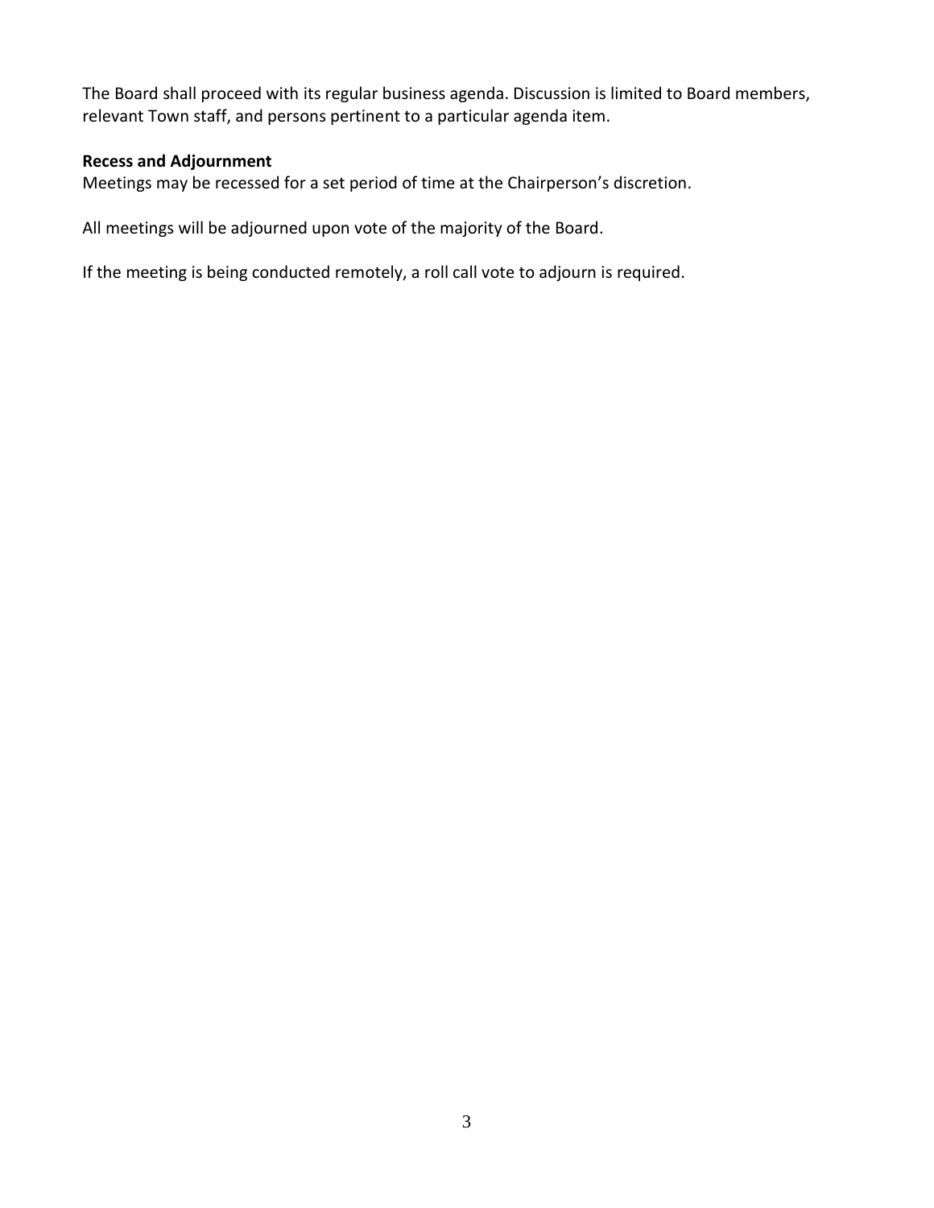The Board shall proceed with its regular business agenda. Discussion is limited to Board members, relevant Town staff, and persons pertinent to a particular agenda item.

**Recess and Adjournment**

Meetings may be recessed for a set period of time at the Chairperson's discretion.

All meetings will be adjourned upon vote of the majority of the Board.

If the meeting is being conducted remotely, a roll call vote to adjourn is required.